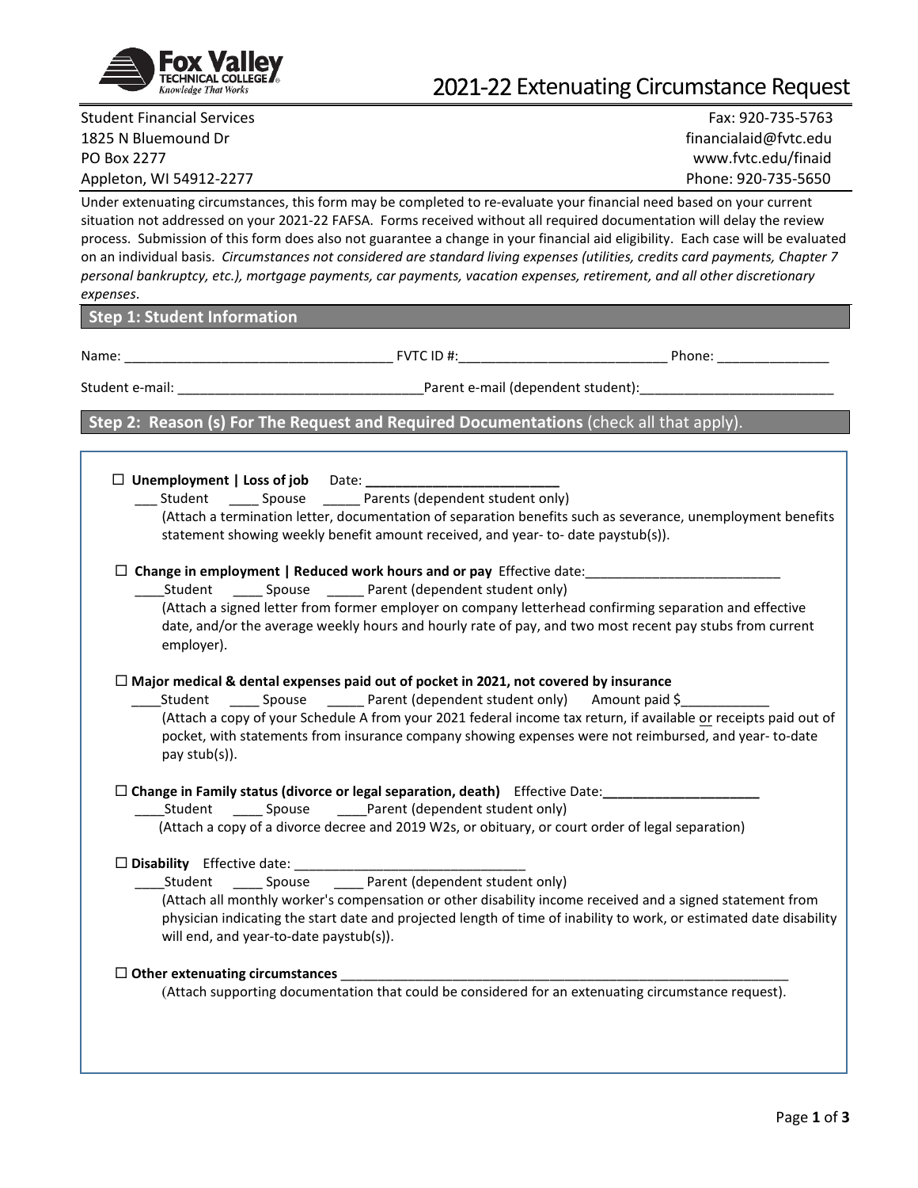# 2021-22 Extenuating Circumstance Request

Student Financial Services
1825 N Bluemound Dr
PO Box 2277
Appleton, WI 54912-2277

Fax: 920-735-5763
financialaid@fvtc.edu
www.fvtc.edu/finaid
Phone: 920-735-5650

Under extenuating circumstances, this form may be completed to re-evaluate your financial need based on your current situation not addressed on your 2021-22 FAFSA. Forms received without all required documentation will delay the review process. Submission of this form does also not guarantee a change in your financial aid eligibility. Each case will be evaluated on an individual basis. *Circumstances not considered are standard living expenses (utilities, credits card payments, Chapter 7 personal bankruptcy, etc.), mortgage payments, car payments, vacation expenses, retirement, and all other discretionary expenses*.

## Step 1: Student Information

Name: ___________________________________ FVTC ID #:___________________________ Phone: _______________

Student e-mail: ________________________________Parent e-mail (dependent student):__________________________

## Step 2: Reason (s) For The Request and Required Documentations (check all that apply).

☐ **Unemployment | Loss of job** Date: __________________________

___ Student ____ Spouse _____ Parents (dependent student only)

(Attach a termination letter, documentation of separation benefits such as severance, unemployment benefits statement showing weekly benefit amount received, and year- to- date paystub(s)).

☐ **Change in employment | Reduced work hours and or pay** Effective date:__________________________

____Student ____ Spouse _____ Parent (dependent student only)

(Attach a signed letter from former employer on company letterhead confirming separation and effective date, and/or the average weekly hours and hourly rate of pay, and two most recent pay stubs from current employer).

☐ **Major medical & dental expenses paid out of pocket in 2021, not covered by insurance**

____Student ____ Spouse _____ Parent (dependent student only) Amount paid $____________

(Attach a copy of your Schedule A from your 2021 federal income tax return, if available or receipts paid out of pocket, with statements from insurance company showing expenses were not reimbursed, and year- to-date pay stub(s)).

☐ **Change in Family status (divorce or legal separation, death)** Effective Date:_____________________

____Student ____ Spouse ____Parent (dependent student only)

(Attach a copy of a divorce decree and 2019 W2s, or obituary, or court order of legal separation)

☐ **Disability** Effective date: ________________________________

____Student ____ Spouse ____ Parent (dependent student only)

(Attach all monthly worker's compensation or other disability income received and a signed statement from physician indicating the start date and projected length of time of inability to work, or estimated date disability will end, and year-to-date paystub(s)).

☐ **Other extenuating circumstances** _______________________________________________________________

(Attach supporting documentation that could be considered for an extenuating circumstance request).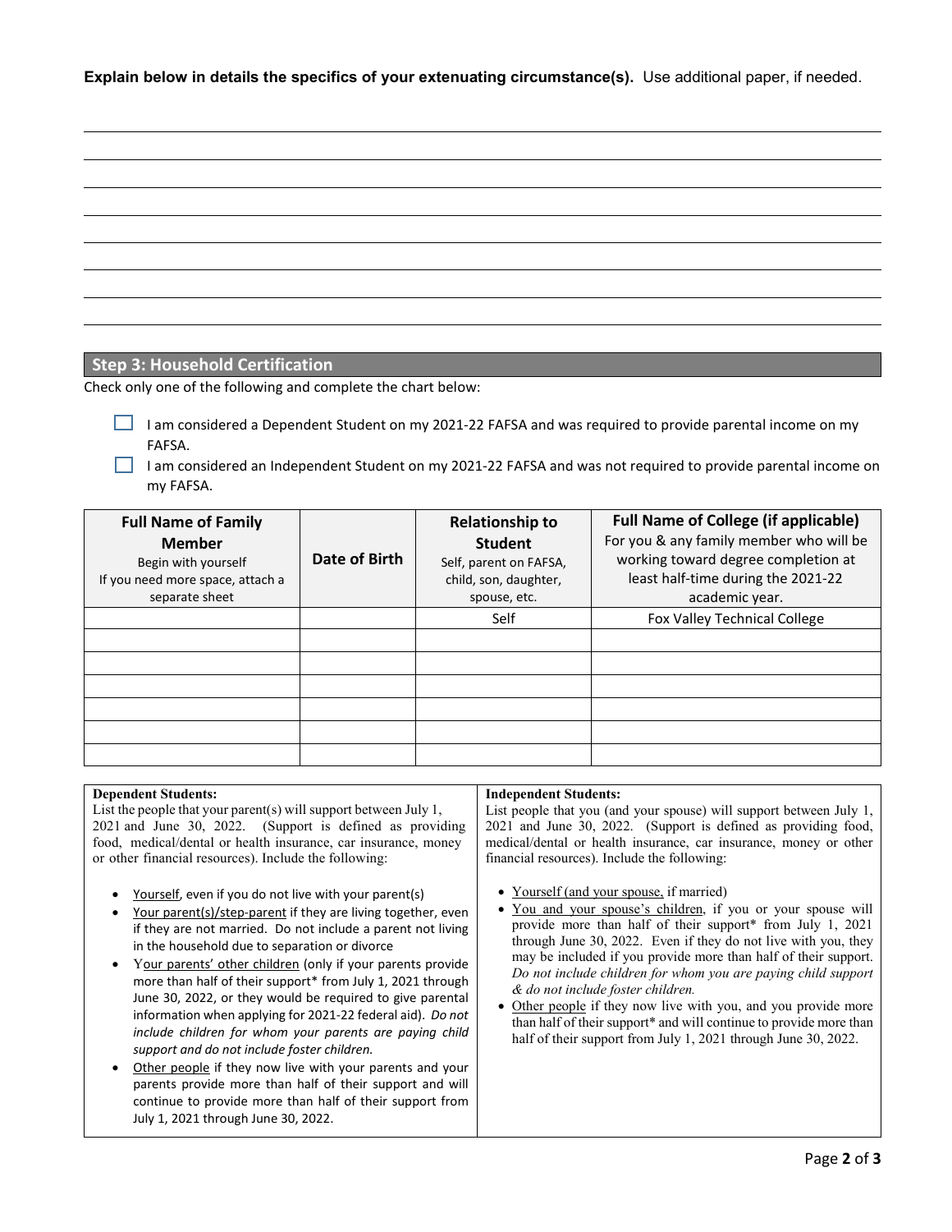**Explain below in details the specifics of your extenuating circumstance(s).** Use additional paper, if needed.

## Step 3: Household Certification

Check only one of the following and complete the chart below:

- ☐ I am considered a Dependent Student on my 2021-22 FAFSA and was required to provide parental income on my FAFSA.
- ☐ I am considered an Independent Student on my 2021-22 FAFSA and was not required to provide parental income on my FAFSA.

| **Full Name of Family Member** Begin with yourself If you need more space, attach a separate sheet | **Date of Birth** | **Relationship to Student** Self, parent on FAFSA, child, son, daughter, spouse, etc. | **Full Name of College (if applicable)** For you & any family member who will be working toward degree completion at least half-time during the 2021-22 academic year. |
|---|---|---|---|
| | | Self | Fox Valley Technical College |
| | | | |
| | | | |
| | | | |
| | | | |
| | | | |
| | | | |

**Dependent Students:**
List the people that your parent(s) will support between July 1, 2021 and June 30, 2022. (Support is defined as providing food, medical/dental or health insurance, car insurance, money or other financial resources). Include the following:

- Yourself, even if you do not live with your parent(s)
- Your parent(s)/step-parent if they are living together, even if they are not married. Do not include a parent not living in the household due to separation or divorce
- Your parents' other children (only if your parents provide more than half of their support* from July 1, 2021 through June 30, 2022, or they would be required to give parental information when applying for 2021-22 federal aid). *Do not include children for whom your parents are paying child support and do not include foster children.*
- Other people if they now live with your parents and your parents provide more than half of their support and will continue to provide more than half of their support from July 1, 2021 through June 30, 2022.

**Independent Students:**
List people that you (and your spouse) will support between July 1, 2021 and June 30, 2022. (Support is defined as providing food, medical/dental or health insurance, car insurance, money or other financial resources). Include the following:

- Yourself (and your spouse, if married)
- You and your spouse's children, if you or your spouse will provide more than half of their support* from July 1, 2021 through June 30, 2022. Even if they do not live with you, they may be included if you provide more than half of their support. *Do not include children for whom you are paying child support & do not include foster children.*
- Other people if they now live with you, and you provide more than half of their support* and will continue to provide more than half of their support from July 1, 2021 through June 30, 2022.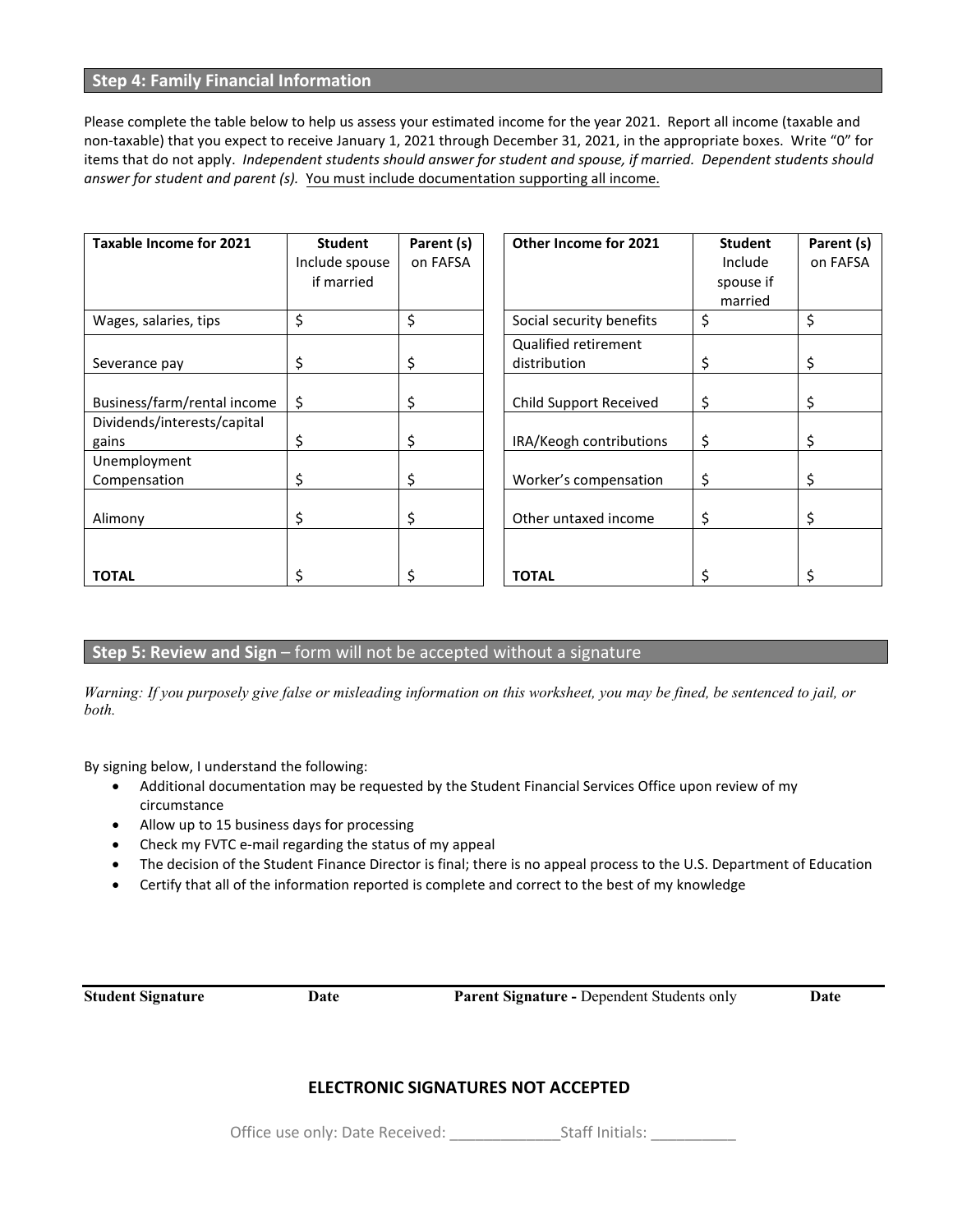## Step 4: Family Financial Information

Please complete the table below to help us assess your estimated income for the year 2021. Report all income (taxable and non-taxable) that you expect to receive January 1, 2021 through December 31, 2021, in the appropriate boxes. Write "0" for items that do not apply. *Independent students should answer for student and spouse, if married. Dependent students should answer for student and parent (s).* <u>You must include documentation supporting all income.</u>

| **Taxable Income for 2021** | **Student** Include spouse if married | **Parent (s)** on FAFSA |
|---|---|---|
| Wages, salaries, tips | $ | $ |
| Severance pay | $ | $ |
| Business/farm/rental income | $ | $ |
| Dividends/interests/capital gains | $ | $ |
| Unemployment Compensation | $ | $ |
| Alimony | $ | $ |
| **TOTAL** | $ | $ |

| **Other Income for 2021** | **Student** Include spouse if married | **Parent (s)** on FAFSA |
|---|---|---|
| Social security benefits | $ | $ |
| Qualified retirement distribution | $ | $ |
| Child Support Received | $ | $ |
| IRA/Keogh contributions | $ | $ |
| Worker's compensation | $ | $ |
| Other untaxed income | $ | $ |
| **TOTAL** | $ | $ |

## Step 5: Review and Sign – form will not be accepted without a signature

*Warning: If you purposely give false or misleading information on this worksheet, you may be fined, be sentenced to jail, or both.*

By signing below, I understand the following:

- Additional documentation may be requested by the Student Financial Services Office upon review of my circumstance
- Allow up to 15 business days for processing
- Check my FVTC e-mail regarding the status of my appeal
- The decision of the Student Finance Director is final; there is no appeal process to the U.S. Department of Education
- Certify that all of the information reported is complete and correct to the best of my knowledge

**Student Signature** **Date** **Parent Signature -** Dependent Students only **Date**

**ELECTRONIC SIGNATURES NOT ACCEPTED**

Office use only: Date Received: _____________Staff Initials: __________